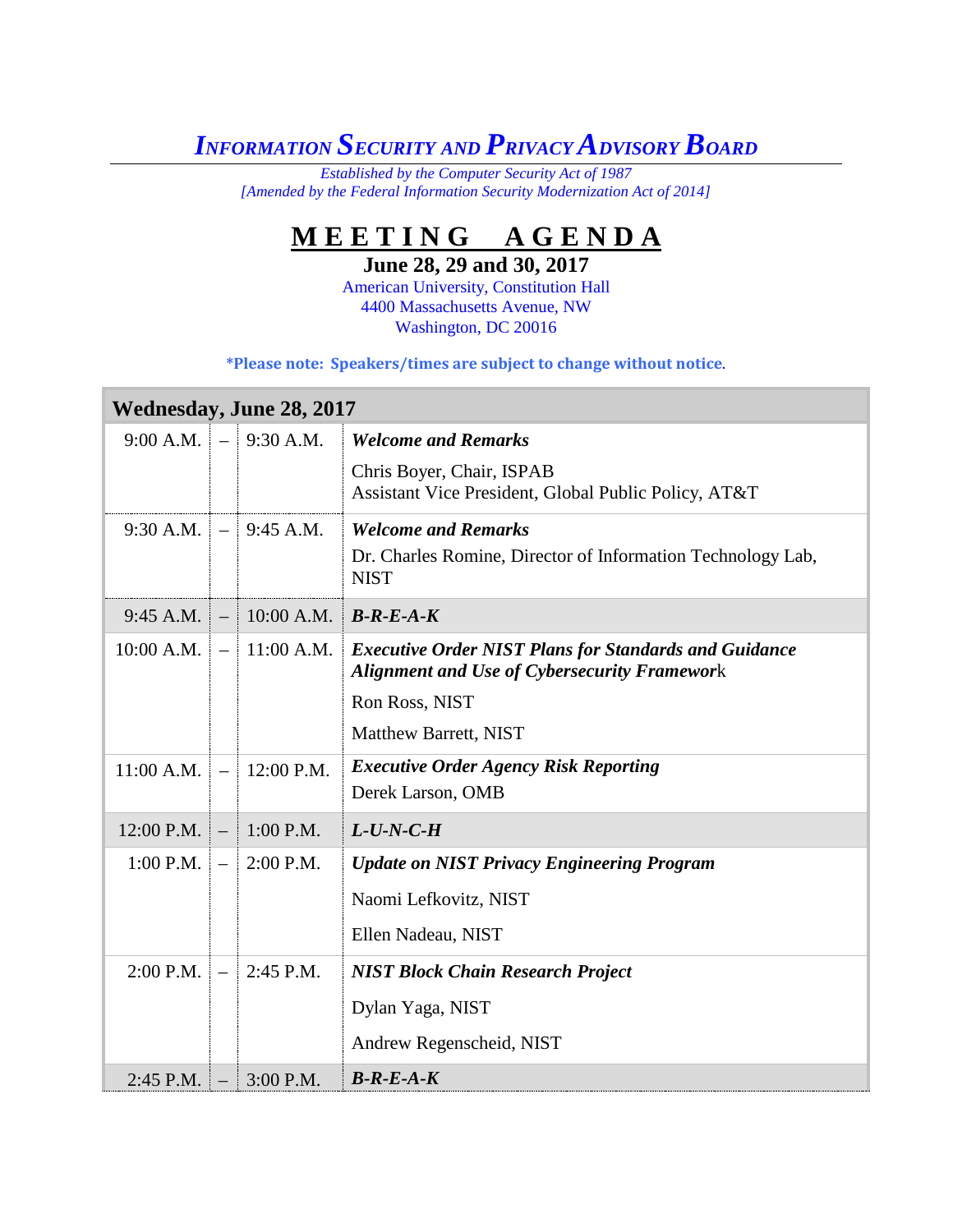# *INFORMATION SECURITY AND PRIVACY ADVISORY BOARD*

*Established by the Computer Security Act of 1987*
*[Amended by the Federal Information Security Modernization Act of 2014]*

## MEETING AGENDA

**June 28, 29 and 30, 2017**

American University, Constitution Hall
4400 Massachusetts Avenue, NW
Washington, DC 20016

**\*Please note: Speakers/times are subject to change without notice.**

| Wednesday, June 28, 2017 | | | |
|---|---|---|---|
| 9:00 A.M. | – | 9:30 A.M. | ***Welcome and Remarks***<br>Chris Boyer, Chair, ISPAB<br>Assistant Vice President, Global Public Policy, AT&T |
| 9:30 A.M. | – | 9:45 A.M. | ***Welcome and Remarks***<br>Dr. Charles Romine, Director of Information Technology Lab, NIST |
| 9:45 A.M. | – | 10:00 A.M. | ***B-R-E-A-K*** |
| 10:00 A.M. | – | 11:00 A.M. | ***Executive Order NIST Plans for Standards and Guidance Alignment and Use of Cybersecurity Framework***<br>Ron Ross, NIST<br>Matthew Barrett, NIST |
| 11:00 A.M. | – | 12:00 P.M. | ***Executive Order Agency Risk Reporting***<br>Derek Larson, OMB |
| 12:00 P.M. | – | 1:00 P.M. | ***L-U-N-C-H*** |
| 1:00 P.M. | – | 2:00 P.M. | ***Update on NIST Privacy Engineering Program***<br>Naomi Lefkovitz, NIST<br>Ellen Nadeau, NIST |
| 2:00 P.M. | – | 2:45 P.M. | ***NIST Block Chain Research Project***<br>Dylan Yaga, NIST<br>Andrew Regenscheid, NIST |
| 2:45 P.M. | – | 3:00 P.M. | ***B-R-E-A-K*** |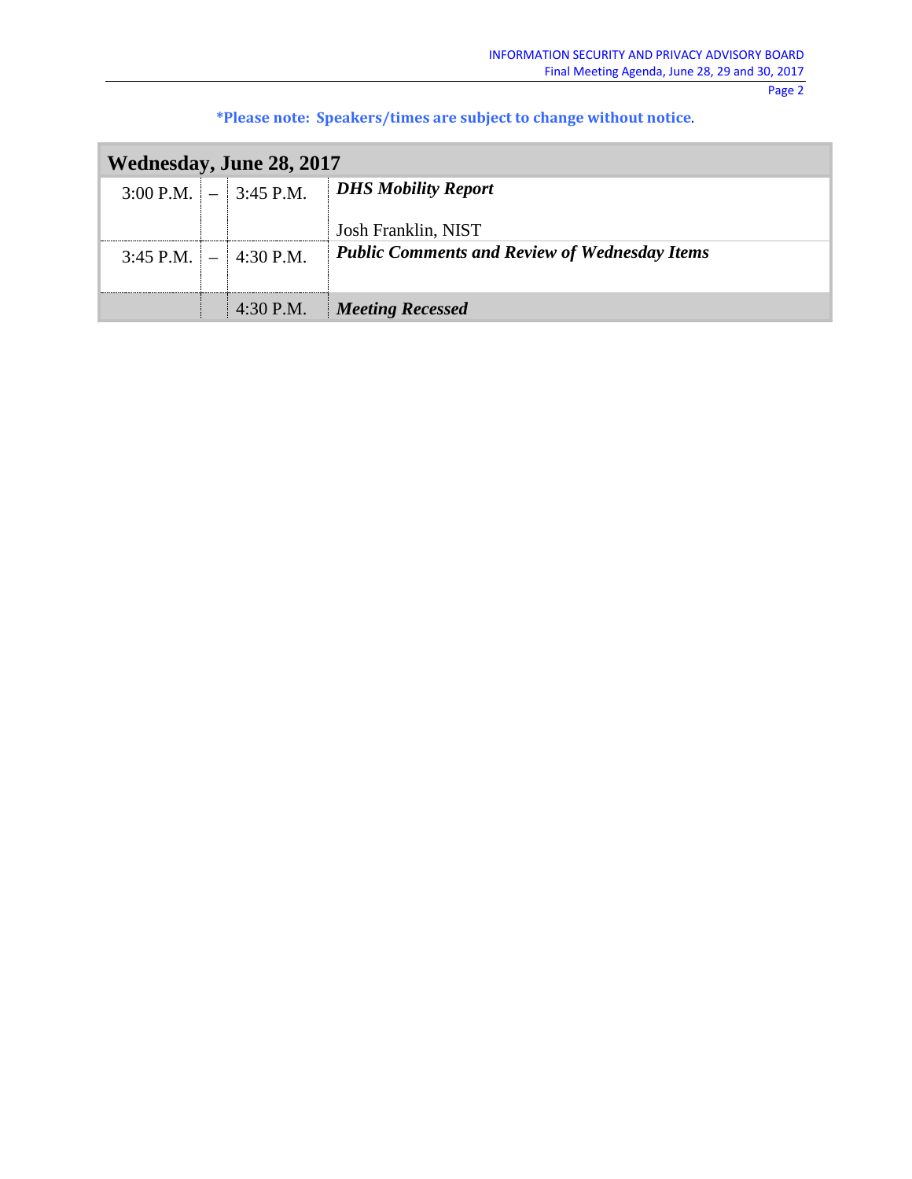**\*Please note: Speakers/times are subject to change without notice.**

| Wednesday, June 28, 2017 | | | |
|---|---|---|---|
| 3:00 P.M. | – | 3:45 P.M. | ***DHS Mobility Report***<br><br>Josh Franklin, NIST |
| 3:45 P.M. | – | 4:30 P.M. | ***Public Comments and Review of Wednesday Items*** |
| | | 4:30 P.M. | ***Meeting Recessed*** |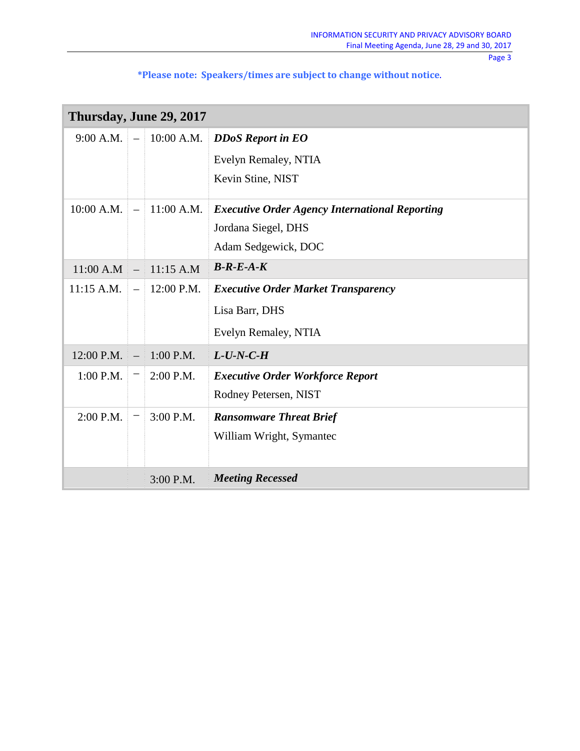***Please note: Speakers/times are subject to change without notice.**

| Thursday, June 29, 2017 | | | |
|---|---|---|---|
| 9:00 A.M. | – | 10:00 A.M. | ***DDoS Report in EO***<br>Evelyn Remaley, NTIA<br>Kevin Stine, NIST |
| 10:00 A.M. | – | 11:00 A.M. | ***Executive Order Agency International Reporting***<br>Jordana Siegel, DHS<br>Adam Sedgewick, DOC |
| 11:00 A.M | – | 11:15 A.M | ***B-R-E-A-K*** |
| 11:15 A.M. | – | 12:00 P.M. | ***Executive Order Market Transparency***<br>Lisa Barr, DHS<br>Evelyn Remaley, NTIA |
| 12:00 P.M. | – | 1:00 P.M. | ***L-U-N-C-H*** |
| 1:00 P.M. | – | 2:00 P.M. | ***Executive Order Workforce Report***<br>Rodney Petersen, NIST |
| 2:00 P.M. | – | 3:00 P.M. | ***Ransomware Threat Brief***<br>William Wright, Symantec |
| | | 3:00 P.M. | ***Meeting Recessed*** |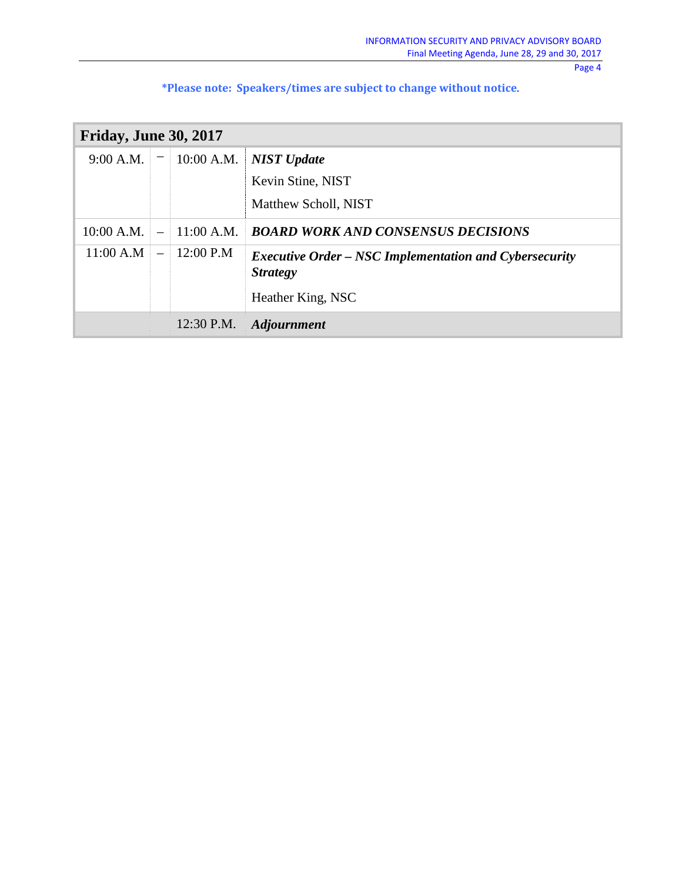**\*Please note: Speakers/times are subject to change without notice.**

| Friday, June 30, 2017 | | | |
|---|---|---|---|
| 9:00 A.M. | – | 10:00 A.M. | ***NIST Update***<br>Kevin Stine, NIST<br>Matthew Scholl, NIST |
| 10:00 A.M. | – | 11:00 A.M. | ***BOARD WORK AND CONSENSUS DECISIONS*** |
| 11:00 A.M | – | 12:00 P.M | ***Executive Order – NSC Implementation and Cybersecurity Strategy***<br>Heather King, NSC |
| | | 12:30 P.M. | ***Adjournment*** |